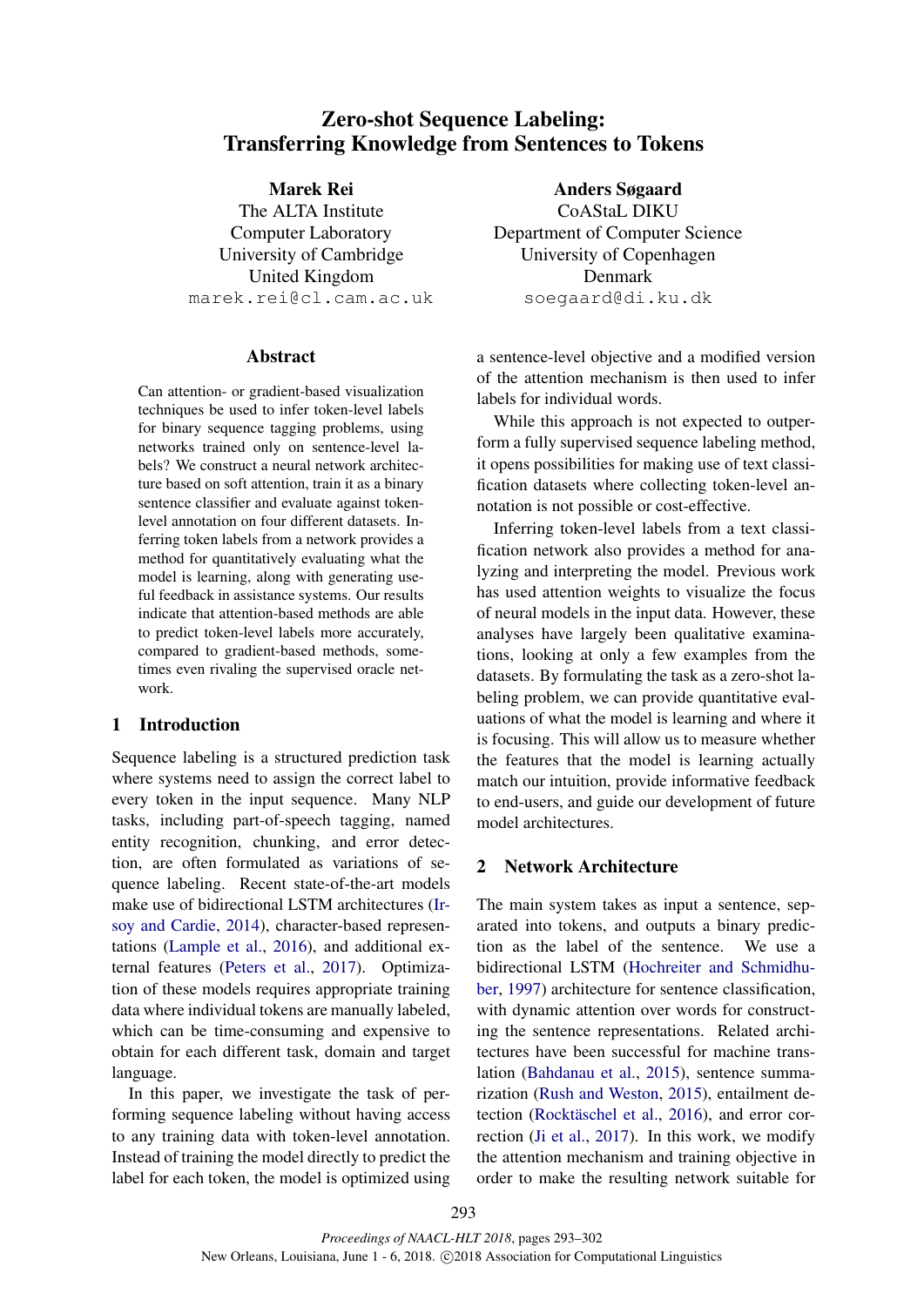# Zero-shot Sequence Labeling: Transferring Knowledge from Sentences to Tokens

**Marek Rei**
The ALTA Institute
Computer Laboratory
University of Cambridge
United Kingdom
marek.rei@cl.cam.ac.uk

**Anders Søgaard**
CoAStaL DIKU
Department of Computer Science
University of Copenhagen
Denmark
soegaard@di.ku.dk

## Abstract

Can attention- or gradient-based visualization techniques be used to infer token-level labels for binary sequence tagging problems, using networks trained only on sentence-level labels? We construct a neural network architecture based on soft attention, train it as a binary sentence classifier and evaluate against token-level annotation on four different datasets. Inferring token labels from a network provides a method for quantitatively evaluating what the model is learning, along with generating useful feedback in assistance systems. Our results indicate that attention-based methods are able to predict token-level labels more accurately, compared to gradient-based methods, sometimes even rivaling the supervised oracle network.

## 1 Introduction

Sequence labeling is a structured prediction task where systems need to assign the correct label to every token in the input sequence. Many NLP tasks, including part-of-speech tagging, named entity recognition, chunking, and error detection, are often formulated as variations of sequence labeling. Recent state-of-the-art models make use of bidirectional LSTM architectures (Irsoy and Cardie, 2014), character-based representations (Lample et al., 2016), and additional external features (Peters et al., 2017). Optimization of these models requires appropriate training data where individual tokens are manually labeled, which can be time-consuming and expensive to obtain for each different task, domain and target language.

In this paper, we investigate the task of performing sequence labeling without having access to any training data with token-level annotation. Instead of training the model directly to predict the label for each token, the model is optimized using a sentence-level objective and a modified version of the attention mechanism is then used to infer labels for individual words.

While this approach is not expected to outperform a fully supervised sequence labeling method, it opens possibilities for making use of text classification datasets where collecting token-level annotation is not possible or cost-effective.

Inferring token-level labels from a text classification network also provides a method for analyzing and interpreting the model. Previous work has used attention weights to visualize the focus of neural models in the input data. However, these analyses have largely been qualitative examinations, looking at only a few examples from the datasets. By formulating the task as a zero-shot labeling problem, we can provide quantitative evaluations of what the model is learning and where it is focusing. This will allow us to measure whether the features that the model is learning actually match our intuition, provide informative feedback to end-users, and guide our development of future model architectures.

## 2 Network Architecture

The main system takes as input a sentence, separated into tokens, and outputs a binary prediction as the label of the sentence. We use a bidirectional LSTM (Hochreiter and Schmidhuber, 1997) architecture for sentence classification, with dynamic attention over words for constructing the sentence representations. Related architectures have been successful for machine translation (Bahdanau et al., 2015), sentence summarization (Rush and Weston, 2015), entailment detection (Rocktäschel et al., 2016), and error correction (Ji et al., 2017). In this work, we modify the attention mechanism and training objective in order to make the resulting network suitable for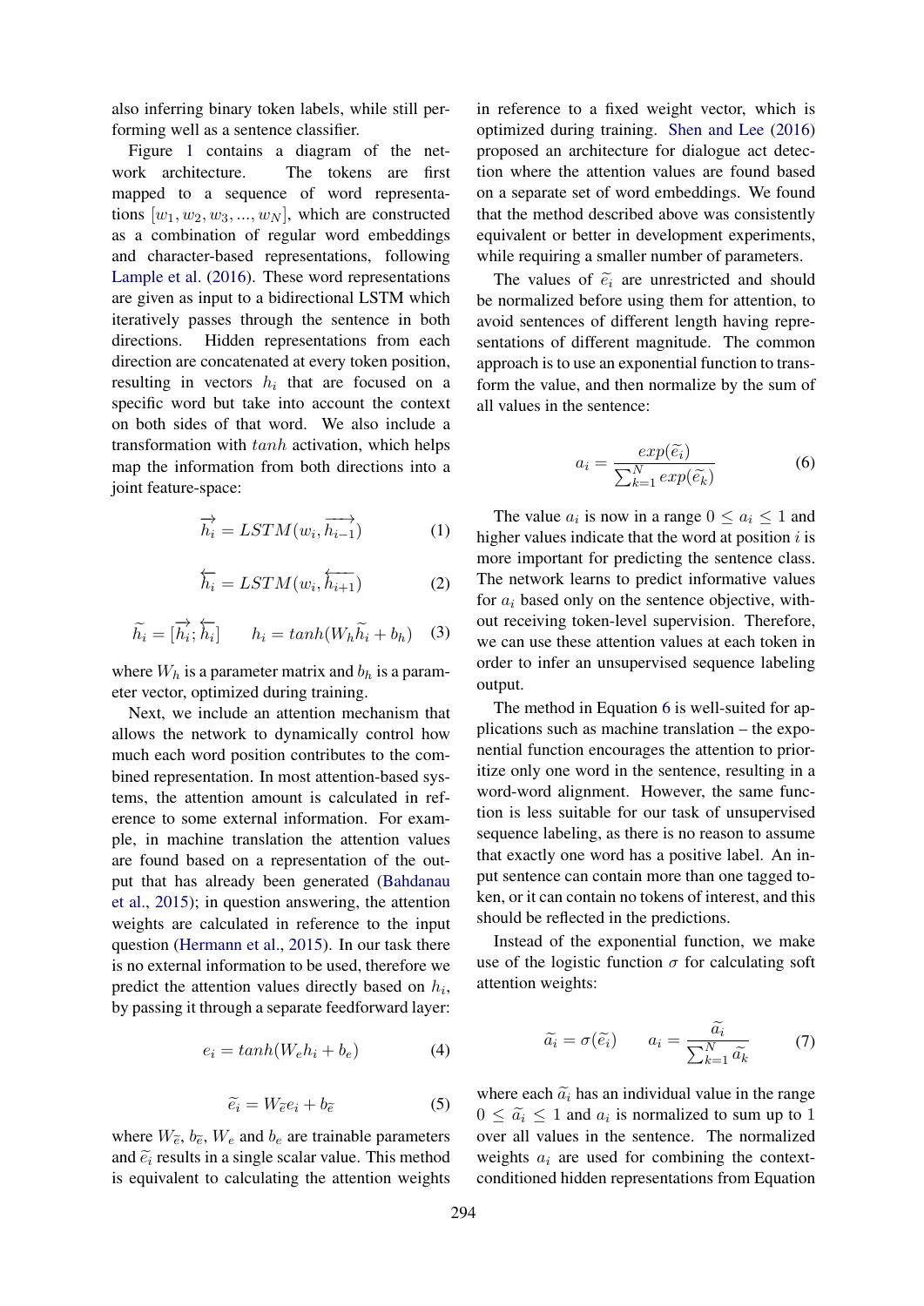also inferring binary token labels, while still performing well as a sentence classifier.

Figure 1 contains a diagram of the network architecture. The tokens are first mapped to a sequence of word representations $[w_1, w_2, w_3, ..., w_N]$, which are constructed as a combination of regular word embeddings and character-based representations, following Lample et al. (2016). These word representations are given as input to a bidirectional LSTM which iteratively passes through the sentence in both directions. Hidden representations from each direction are concatenated at every token position, resulting in vectors $h_i$ that are focused on a specific word but take into account the context on both sides of that word. We also include a transformation with $tanh$ activation, which helps map the information from both directions into a joint feature-space:

$$\overrightarrow{h_i} = LSTM(w_i, \overrightarrow{h_{i-1}}) \tag{1}$$

$$\overleftarrow{h_i} = LSTM(w_i, \overleftarrow{h_{i+1}}) \tag{2}$$

$$\widetilde{h_i} = [\overrightarrow{h_i}; \overleftarrow{h_i}] \qquad h_i = tanh(W_h \widetilde{h_i} + b_h) \tag{3}$$

where $W_h$ is a parameter matrix and $b_h$ is a parameter vector, optimized during training.

Next, we include an attention mechanism that allows the network to dynamically control how much each word position contributes to the combined representation. In most attention-based systems, the attention amount is calculated in reference to some external information. For example, in machine translation the attention values are found based on a representation of the output that has already been generated (Bahdanau et al., 2015); in question answering, the attention weights are calculated in reference to the input question (Hermann et al., 2015). In our task there is no external information to be used, therefore we predict the attention values directly based on $h_i$, by passing it through a separate feedforward layer:

$$e_i = tanh(W_e h_i + b_e) \tag{4}$$

$$\widetilde{e_i} = W_{\widetilde{e}} e_i + b_{\widetilde{e}} \tag{5}$$

where $W_{\widetilde{e}}$, $b_{\widetilde{e}}$, $W_e$ and $b_e$ are trainable parameters and $\widetilde{e_i}$ results in a single scalar value. This method is equivalent to calculating the attention weights in reference to a fixed weight vector, which is optimized during training. Shen and Lee (2016) proposed an architecture for dialogue act detection where the attention values are found based on a separate set of word embeddings. We found that the method described above was consistently equivalent or better in development experiments, while requiring a smaller number of parameters.

The values of $\widetilde{e_i}$ are unrestricted and should be normalized before using them for attention, to avoid sentences of different length having representations of different magnitude. The common approach is to use an exponential function to transform the value, and then normalize by the sum of all values in the sentence:

$$a_i = \frac{exp(\widetilde{e_i})}{\sum_{k=1}^{N} exp(\widetilde{e_k})} \tag{6}$$

The value $a_i$ is now in a range $0 \leq a_i \leq 1$ and higher values indicate that the word at position $i$ is more important for predicting the sentence class. The network learns to predict informative values for $a_i$ based only on the sentence objective, without receiving token-level supervision. Therefore, we can use these attention values at each token in order to infer an unsupervised sequence labeling output.

The method in Equation 6 is well-suited for applications such as machine translation – the exponential function encourages the attention to prioritize only one word in the sentence, resulting in a word-word alignment. However, the same function is less suitable for our task of unsupervised sequence labeling, as there is no reason to assume that exactly one word has a positive label. An input sentence can contain more than one tagged token, or it can contain no tokens of interest, and this should be reflected in the predictions.

Instead of the exponential function, we make use of the logistic function $\sigma$ for calculating soft attention weights:

$$\widetilde{a_i} = \sigma(\widetilde{e_i}) \qquad a_i = \frac{\widetilde{a_i}}{\sum_{k=1}^{N} \widetilde{a_k}} \tag{7}$$

where each $\widetilde{a_i}$ has an individual value in the range $0 \leq \widetilde{a_i} \leq 1$ and $a_i$ is normalized to sum up to 1 over all values in the sentence. The normalized weights $a_i$ are used for combining the context-conditioned hidden representations from Equation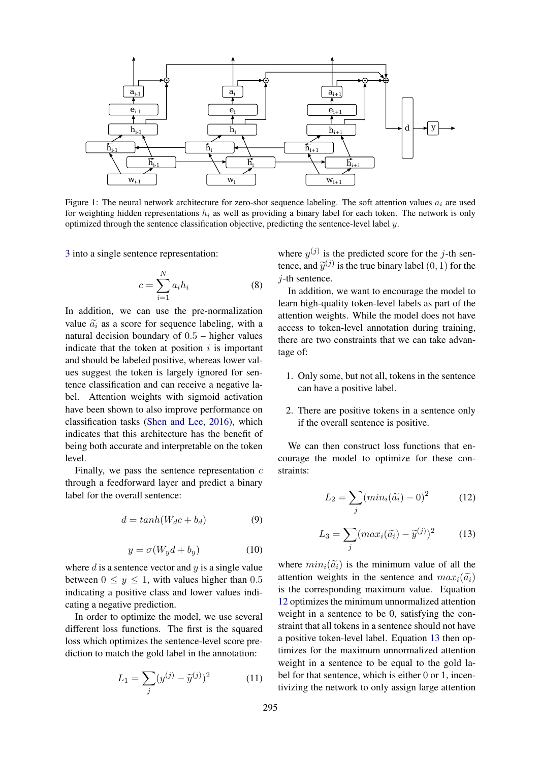Figure 1: The neural network architecture for zero-shot sequence labeling. The soft attention values $a_i$ are used for weighting hidden representations $h_i$ as well as providing a binary label for each token. The network is only optimized through the sentence classification objective, predicting the sentence-level label $y$.

3 into a single sentence representation:

$$c = \sum_{i=1}^{N} a_i h_i \tag{8}$$

In addition, we can use the pre-normalization value $\widetilde{a}_i$ as a score for sequence labeling, with a natural decision boundary of $0.5$ – higher values indicate that the token at position $i$ is important and should be labeled positive, whereas lower values suggest the token is largely ignored for sentence classification and can receive a negative label. Attention weights with sigmoid activation have been shown to also improve performance on classification tasks (Shen and Lee, 2016), which indicates that this architecture has the benefit of being both accurate and interpretable on the token level.

Finally, we pass the sentence representation $c$ through a feedforward layer and predict a binary label for the overall sentence:

$$d = tanh(W_d c + b_d) \tag{9}$$

$$y = \sigma(W_y d + b_y) \tag{10}$$

where $d$ is a sentence vector and $y$ is a single value between $0 \leq y \leq 1$, with values higher than $0.5$ indicating a positive class and lower values indicating a negative prediction.

In order to optimize the model, we use several different loss functions. The first is the squared loss which optimizes the sentence-level score prediction to match the gold label in the annotation:

$$L_1 = \sum_j (y^{(j)} - \widetilde{y}^{(j)})^2 \tag{11}$$

where $y^{(j)}$ is the predicted score for the $j$-th sentence, and $\widetilde{y}^{(j)}$ is the true binary label $(0, 1)$ for the $j$-th sentence.

In addition, we want to encourage the model to learn high-quality token-level labels as part of the attention weights. While the model does not have access to token-level annotation during training, there are two constraints that we can take advantage of:

1. Only some, but not all, tokens in the sentence can have a positive label.
2. There are positive tokens in a sentence only if the overall sentence is positive.

We can then construct loss functions that encourage the model to optimize for these constraints:

$$L_2 = \sum_j (min_i(\widetilde{a}_i) - 0)^2 \tag{12}$$

$$L_3 = \sum_j (max_i(\widetilde{a}_i) - \widetilde{y}^{(j)})^2 \tag{13}$$

where $min_i(\widetilde{a}_i)$ is the minimum value of all the attention weights in the sentence and $max_i(\widetilde{a}_i)$ is the corresponding maximum value. Equation 12 optimizes the minimum unnormalized attention weight in a sentence to be 0, satisfying the constraint that all tokens in a sentence should not have a positive token-level label. Equation 13 then optimizes for the maximum unnormalized attention weight in a sentence to be equal to the gold label for that sentence, which is either 0 or 1, incentivizing the network to only assign large attention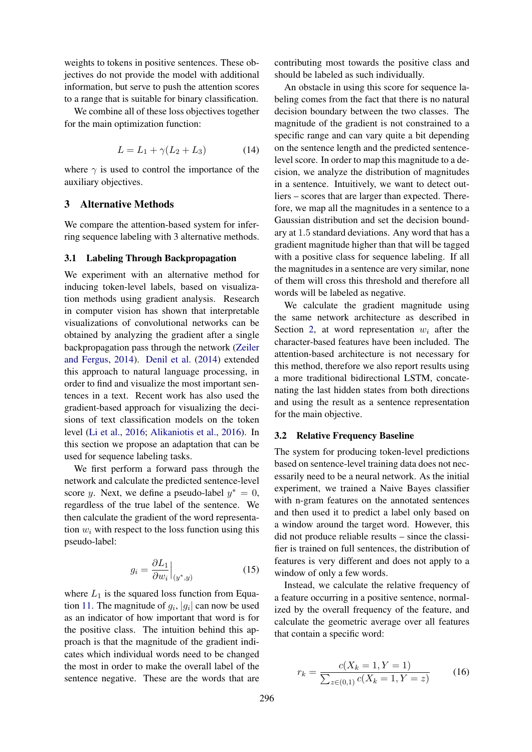weights to tokens in positive sentences. These objectives do not provide the model with additional information, but serve to push the attention scores to a range that is suitable for binary classification.

We combine all of these loss objectives together for the main optimization function:

$$L = L_1 + \gamma(L_2 + L_3) \tag{14}$$

where $\gamma$ is used to control the importance of the auxiliary objectives.

## 3 Alternative Methods

We compare the attention-based system for inferring sequence labeling with 3 alternative methods.

### 3.1 Labeling Through Backpropagation

We experiment with an alternative method for inducing token-level labels, based on visualization methods using gradient analysis. Research in computer vision has shown that interpretable visualizations of convolutional networks can be obtained by analyzing the gradient after a single backpropagation pass through the network (Zeiler and Fergus, 2014). Denil et al. (2014) extended this approach to natural language processing, in order to find and visualize the most important sentences in a text. Recent work has also used the gradient-based approach for visualizing the decisions of text classification models on the token level (Li et al., 2016; Alikaniotis et al., 2016). In this section we propose an adaptation that can be used for sequence labeling tasks.

We first perform a forward pass through the network and calculate the predicted sentence-level score $y$. Next, we define a pseudo-label $y^* = 0$, regardless of the true label of the sentence. We then calculate the gradient of the word representation $w_i$ with respect to the loss function using this pseudo-label:

$$g_i = \frac{\partial L_1}{\partial w_i}\Big|_{(y^*, y)} \tag{15}$$

where $L_1$ is the squared loss function from Equation 11. The magnitude of $g_i$, $|g_i|$ can now be used as an indicator of how important that word is for the positive class. The intuition behind this approach is that the magnitude of the gradient indicates which individual words need to be changed the most in order to make the overall label of the sentence negative. These are the words that are contributing most towards the positive class and should be labeled as such individually.

An obstacle in using this score for sequence labeling comes from the fact that there is no natural decision boundary between the two classes. The magnitude of the gradient is not constrained to a specific range and can vary quite a bit depending on the sentence length and the predicted sentence-level score. In order to map this magnitude to a decision, we analyze the distribution of magnitudes in a sentence. Intuitively, we want to detect outliers – scores that are larger than expected. Therefore, we map all the magnitudes in a sentence to a Gaussian distribution and set the decision boundary at 1.5 standard deviations. Any word that has a gradient magnitude higher than that will be tagged with a positive class for sequence labeling. If all the magnitudes in a sentence are very similar, none of them will cross this threshold and therefore all words will be labeled as negative.

We calculate the gradient magnitude using the same network architecture as described in Section 2, at word representation $w_i$ after the character-based features have been included. The attention-based architecture is not necessary for this method, therefore we also report results using a more traditional bidirectional LSTM, concatenating the last hidden states from both directions and using the result as a sentence representation for the main objective.

### 3.2 Relative Frequency Baseline

The system for producing token-level predictions based on sentence-level training data does not necessarily need to be a neural network. As the initial experiment, we trained a Naive Bayes classifier with n-gram features on the annotated sentences and then used it to predict a label only based on a window around the target word. However, this did not produce reliable results – since the classifier is trained on full sentences, the distribution of features is very different and does not apply to a window of only a few words.

Instead, we calculate the relative frequency of a feature occurring in a positive sentence, normalized by the overall frequency of the feature, and calculate the geometric average over all features that contain a specific word:

$$r_k = \frac{c(X_k = 1, Y = 1)}{\sum_{z \in (0,1)} c(X_k = 1, Y = z)} \tag{16}$$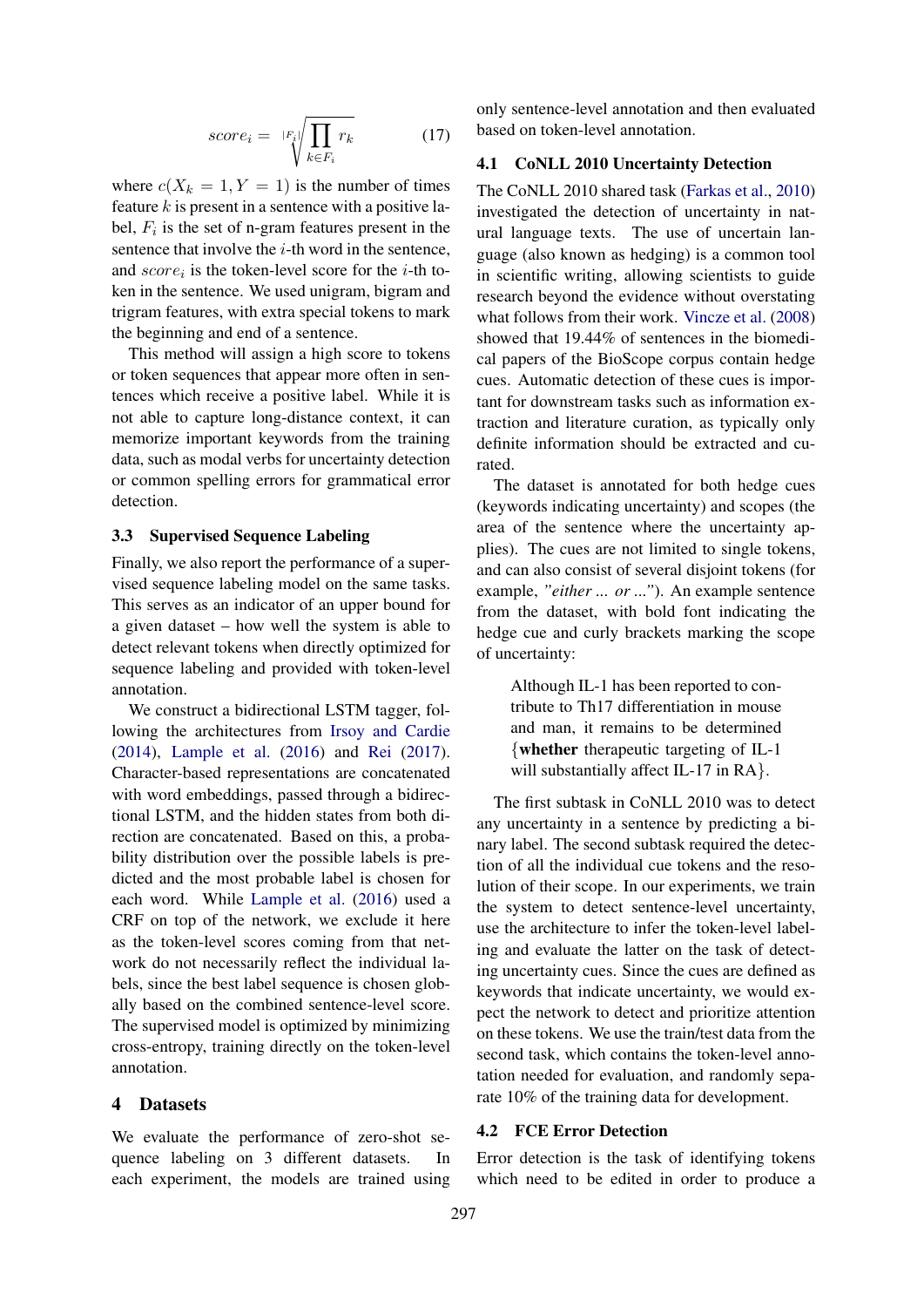$$score_i = \sqrt[|F_i|]{\prod_{k \in F_i} r_k} \quad (17)$$

where $c(X_k = 1, Y = 1)$ is the number of times feature $k$ is present in a sentence with a positive label, $F_i$ is the set of n-gram features present in the sentence that involve the $i$-th word in the sentence, and $score_i$ is the token-level score for the $i$-th token in the sentence. We used unigram, bigram and trigram features, with extra special tokens to mark the beginning and end of a sentence.

This method will assign a high score to tokens or token sequences that appear more often in sentences which receive a positive label. While it is not able to capture long-distance context, it can memorize important keywords from the training data, such as modal verbs for uncertainty detection or common spelling errors for grammatical error detection.

### 3.3 Supervised Sequence Labeling

Finally, we also report the performance of a supervised sequence labeling model on the same tasks. This serves as an indicator of an upper bound for a given dataset – how well the system is able to detect relevant tokens when directly optimized for sequence labeling and provided with token-level annotation.

We construct a bidirectional LSTM tagger, following the architectures from Irsoy and Cardie (2014), Lample et al. (2016) and Rei (2017). Character-based representations are concatenated with word embeddings, passed through a bidirectional LSTM, and the hidden states from both direction are concatenated. Based on this, a probability distribution over the possible labels is predicted and the most probable label is chosen for each word. While Lample et al. (2016) used a CRF on top of the network, we exclude it here as the token-level scores coming from that network do not necessarily reflect the individual labels, since the best label sequence is chosen globally based on the combined sentence-level score. The supervised model is optimized by minimizing cross-entropy, training directly on the token-level annotation.

## 4 Datasets

We evaluate the performance of zero-shot sequence labeling on 3 different datasets. In each experiment, the models are trained using only sentence-level annotation and then evaluated based on token-level annotation.

### 4.1 CoNLL 2010 Uncertainty Detection

The CoNLL 2010 shared task (Farkas et al., 2010) investigated the detection of uncertainty in natural language texts. The use of uncertain language (also known as hedging) is a common tool in scientific writing, allowing scientists to guide research beyond the evidence without overstating what follows from their work. Vincze et al. (2008) showed that 19.44% of sentences in the biomedical papers of the BioScope corpus contain hedge cues. Automatic detection of these cues is important for downstream tasks such as information extraction and literature curation, as typically only definite information should be extracted and curated.

The dataset is annotated for both hedge cues (keywords indicating uncertainty) and scopes (the area of the sentence where the uncertainty applies). The cues are not limited to single tokens, and can also consist of several disjoint tokens (for example, *"either ... or ..."*). An example sentence from the dataset, with bold font indicating the hedge cue and curly brackets marking the scope of uncertainty:

> Although IL-1 has been reported to contribute to Th17 differentiation in mouse and man, it remains to be determined {**whether** therapeutic targeting of IL-1 will substantially affect IL-17 in RA}.

The first subtask in CoNLL 2010 was to detect any uncertainty in a sentence by predicting a binary label. The second subtask required the detection of all the individual cue tokens and the resolution of their scope. In our experiments, we train the system to detect sentence-level uncertainty, use the architecture to infer the token-level labeling and evaluate the latter on the task of detecting uncertainty cues. Since the cues are defined as keywords that indicate uncertainty, we would expect the network to detect and prioritize attention on these tokens. We use the train/test data from the second task, which contains the token-level annotation needed for evaluation, and randomly separate 10% of the training data for development.

### 4.2 FCE Error Detection

Error detection is the task of identifying tokens which need to be edited in order to produce a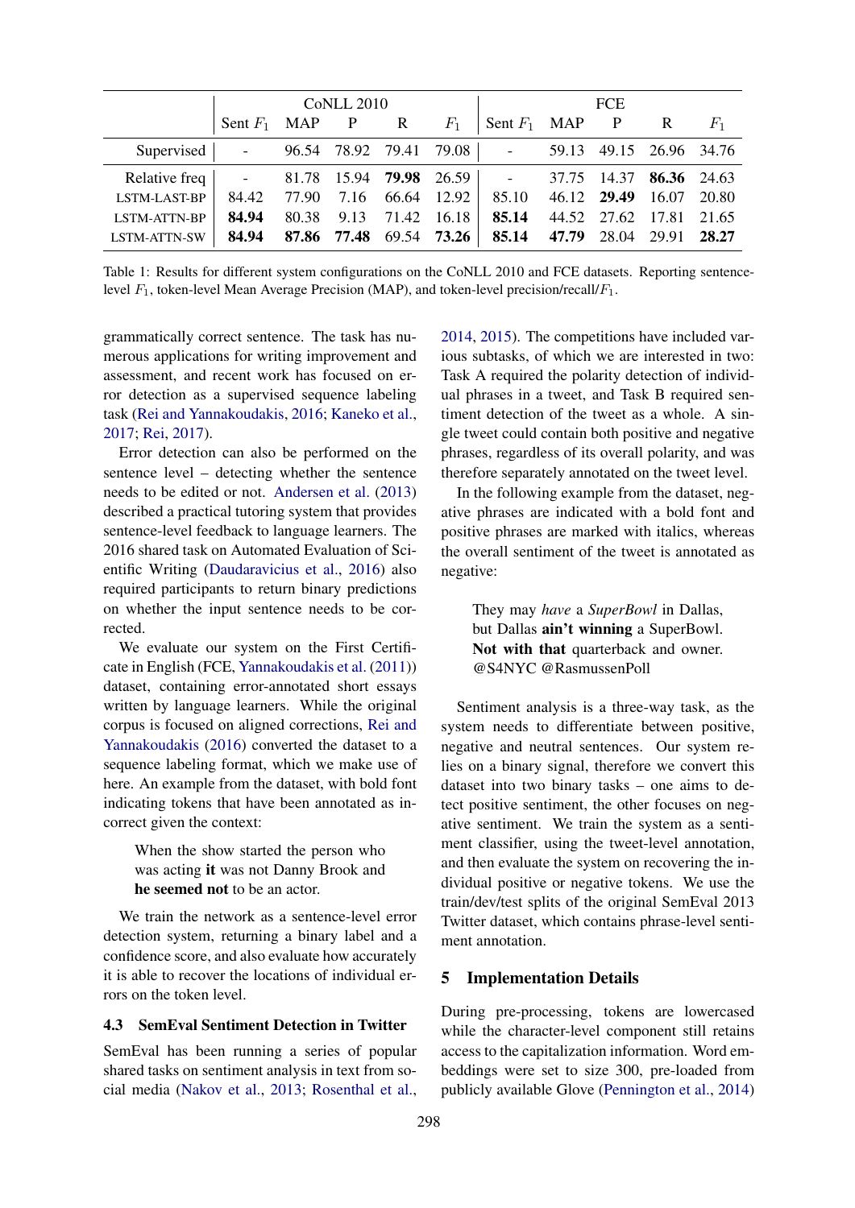| | CoNLL 2010 | | | | | FCE | | | | |
|---|---|---|---|---|---|---|---|---|---|---|
| | Sent $F_1$ | MAP | P | R | $F_1$ | Sent $F_1$ | MAP | P | R | $F_1$ |
| Supervised | - | 96.54 | 78.92 | 79.41 | 79.08 | - | 59.13 | 49.15 | 26.96 | 34.76 |
| Relative freq | - | 81.78 | 15.94 | **79.98** | 26.59 | - | 37.75 | 14.37 | **86.36** | 24.63 |
| LSTM-LAST-BP | 84.42 | 77.90 | 7.16 | 66.64 | 12.92 | 85.10 | 46.12 | **29.49** | 16.07 | 20.80 |
| LSTM-ATTN-BP | **84.94** | 80.38 | 9.13 | 71.42 | 16.18 | **85.14** | 44.52 | 27.62 | 17.81 | 21.65 |
| LSTM-ATTN-SW | **84.94** | **87.86** | **77.48** | 69.54 | **73.26** | **85.14** | **47.79** | 28.04 | 29.91 | **28.27** |

Table 1: Results for different system configurations on the CoNLL 2010 and FCE datasets. Reporting sentence-level $F_1$, token-level Mean Average Precision (MAP), and token-level precision/recall/$F_1$.

grammatically correct sentence. The task has numerous applications for writing improvement and assessment, and recent work has focused on error detection as a supervised sequence labeling task (Rei and Yannakoudakis, 2016; Kaneko et al., 2017; Rei, 2017).

Error detection can also be performed on the sentence level – detecting whether the sentence needs to be edited or not. Andersen et al. (2013) described a practical tutoring system that provides sentence-level feedback to language learners. The 2016 shared task on Automated Evaluation of Scientific Writing (Daudaravicius et al., 2016) also required participants to return binary predictions on whether the input sentence needs to be corrected.

We evaluate our system on the First Certificate in English (FCE, Yannakoudakis et al. (2011)) dataset, containing error-annotated short essays written by language learners. While the original corpus is focused on aligned corrections, Rei and Yannakoudakis (2016) converted the dataset to a sequence labeling format, which we make use of here. An example from the dataset, with bold font indicating tokens that have been annotated as incorrect given the context:

> When the show started the person who was acting **it** was not Danny Brook and **he seemed not** to be an actor.

We train the network as a sentence-level error detection system, returning a binary label and a confidence score, and also evaluate how accurately it is able to recover the locations of individual errors on the token level.

### 4.3 SemEval Sentiment Detection in Twitter

SemEval has been running a series of popular shared tasks on sentiment analysis in text from social media (Nakov et al., 2013; Rosenthal et al., 2014, 2015). The competitions have included various subtasks, of which we are interested in two: Task A required the polarity detection of individual phrases in a tweet, and Task B required sentiment detection of the tweet as a whole. A single tweet could contain both positive and negative phrases, regardless of its overall polarity, and was therefore separately annotated on the tweet level.

In the following example from the dataset, negative phrases are indicated with a bold font and positive phrases are marked with italics, whereas the overall sentiment of the tweet is annotated as negative:

> They may *have* a *SuperBowl* in Dallas, but Dallas **ain't winning** a SuperBowl. **Not with that** quarterback and owner. @S4NYC @RasmussenPoll

Sentiment analysis is a three-way task, as the system needs to differentiate between positive, negative and neutral sentences. Our system relies on a binary signal, therefore we convert this dataset into two binary tasks – one aims to detect positive sentiment, the other focuses on negative sentiment. We train the system as a sentiment classifier, using the tweet-level annotation, and then evaluate the system on recovering the individual positive or negative tokens. We use the train/dev/test splits of the original SemEval 2013 Twitter dataset, which contains phrase-level sentiment annotation.

## 5 Implementation Details

During pre-processing, tokens are lowercased while the character-level component still retains access to the capitalization information. Word embeddings were set to size 300, pre-loaded from publicly available Glove (Pennington et al., 2014)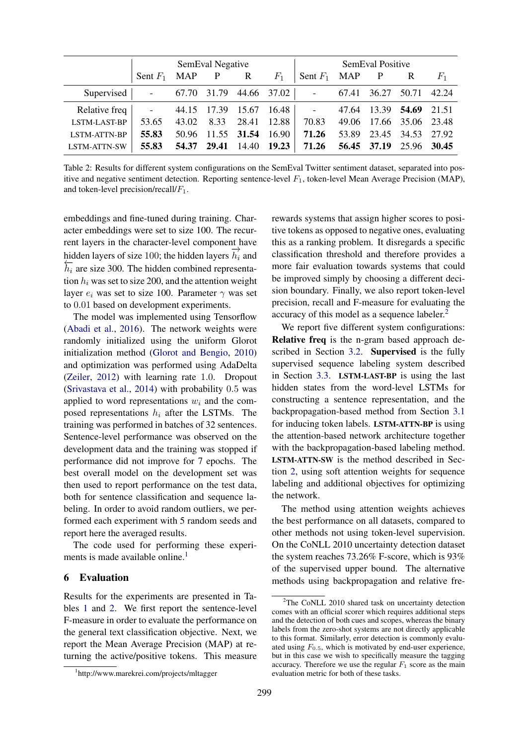| | SemEval Negative | | | | | SemEval Positive | | | | |
|---|---|---|---|---|---|---|---|---|---|---|
| | Sent $F_1$ | MAP | P | R | $F_1$ | Sent $F_1$ | MAP | P | R | $F_1$ |
| Supervised | - | 67.70 | 31.79 | 44.66 | 37.02 | - | 67.41 | 36.27 | 50.71 | 42.24 |
| Relative freq | - | 44.15 | 17.39 | 15.67 | 16.48 | - | 47.64 | 13.39 | **54.69** | 21.51 |
| LSTM-LAST-BP | 53.65 | 43.02 | 8.33 | 28.41 | 12.88 | 70.83 | 49.06 | 17.66 | 35.06 | 23.48 |
| LSTM-ATTN-BP | **55.83** | 50.96 | 11.55 | **31.54** | 16.90 | **71.26** | 53.89 | 23.45 | 34.53 | 27.92 |
| LSTM-ATTN-SW | **55.83** | **54.37** | **29.41** | 14.40 | **19.23** | **71.26** | **56.45** | **37.19** | 25.96 | **30.45** |

Table 2: Results for different system configurations on the SemEval Twitter sentiment dataset, separated into positive and negative sentiment detection. Reporting sentence-level $F_1$, token-level Mean Average Precision (MAP), and token-level precision/recall/$F_1$.

embeddings and fine-tuned during training. Character embeddings were set to size 100. The recurrent layers in the character-level component have hidden layers of size 100; the hidden layers $\overrightarrow{h_i}$ and $\overleftarrow{h_i}$ are size 300. The hidden combined representation $h_i$ was set to size 200, and the attention weight layer $e_i$ was set to size 100. Parameter $\gamma$ was set to 0.01 based on development experiments.

The model was implemented using Tensorflow (Abadi et al., 2016). The network weights were randomly initialized using the uniform Glorot initialization method (Glorot and Bengio, 2010) and optimization was performed using AdaDelta (Zeiler, 2012) with learning rate 1.0. Dropout (Srivastava et al., 2014) with probability 0.5 was applied to word representations $w_i$ and the composed representations $h_i$ after the LSTMs. The training was performed in batches of 32 sentences. Sentence-level performance was observed on the development data and the training was stopped if performance did not improve for 7 epochs. The best overall model on the development set was then used to report performance on the test data, both for sentence classification and sequence labeling. In order to avoid random outliers, we performed each experiment with 5 random seeds and report here the averaged results.

The code used for performing these experiments is made available online.[1]

## 6 Evaluation

Results for the experiments are presented in Tables 1 and 2. We first report the sentence-level F-measure in order to evaluate the performance on the general text classification objective. Next, we report the Mean Average Precision (MAP) at returning the active/positive tokens. This measure rewards systems that assign higher scores to positive tokens as opposed to negative ones, evaluating this as a ranking problem. It disregards a specific classification threshold and therefore provides a more fair evaluation towards systems that could be improved simply by choosing a different decision boundary. Finally, we also report token-level precision, recall and F-measure for evaluating the accuracy of this model as a sequence labeler.[2]

We report five different system configurations: **Relative freq** is the n-gram based approach described in Section 3.2. **Supervised** is the fully supervised sequence labeling system described in Section 3.3. **LSTM-LAST-BP** is using the last hidden states from the word-level LSTMs for constructing a sentence representation, and the backpropagation-based method from Section 3.1 for inducing token labels. **LSTM-ATTN-BP** is using the attention-based network architecture together with the backpropagation-based labeling method. **LSTM-ATTN-SW** is the method described in Section 2, using soft attention weights for sequence labeling and additional objectives for optimizing the network.

The method using attention weights achieves the best performance on all datasets, compared to other methods not using token-level supervision. On the CoNLL 2010 uncertainty detection dataset the system reaches 73.26% F-score, which is 93% of the supervised upper bound. The alternative methods using backpropagation and relative fre-

[1] http://www.marekrei.com/projects/mltagger

[2] The CoNLL 2010 shared task on uncertainty detection comes with an official scorer which requires additional steps and the detection of both cues and scopes, whereas the binary labels from the zero-shot systems are not directly applicable to this format. Similarly, error detection is commonly evaluated using $F_{0.5}$, which is motivated by end-user experience, but in this case we wish to specifically measure the tagging accuracy. Therefore we use the regular $F_1$ score as the main evaluation metric for both of these tasks.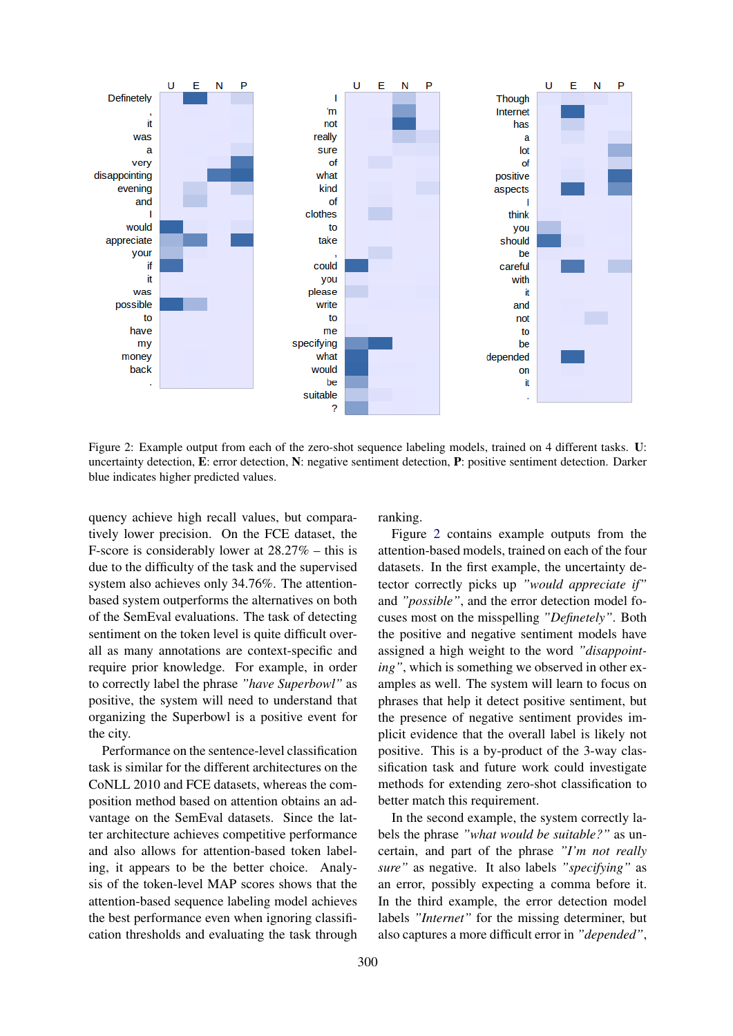Figure 2: Example output from each of the zero-shot sequence labeling models, trained on 4 different tasks. **U**: uncertainty detection, **E**: error detection, **N**: negative sentiment detection, **P**: positive sentiment detection. Darker blue indicates higher predicted values.

quency achieve high recall values, but comparatively lower precision. On the FCE dataset, the F-score is considerably lower at 28.27% – this is due to the difficulty of the task and the supervised system also achieves only 34.76%. The attention-based system outperforms the alternatives on both of the SemEval evaluations. The task of detecting sentiment on the token level is quite difficult overall as many annotations are context-specific and require prior knowledge. For example, in order to correctly label the phrase *"have Superbowl"* as positive, the system will need to understand that organizing the Superbowl is a positive event for the city.

Performance on the sentence-level classification task is similar for the different architectures on the CoNLL 2010 and FCE datasets, whereas the composition method based on attention obtains an advantage on the SemEval datasets. Since the latter architecture achieves competitive performance and also allows for attention-based token labeling, it appears to be the better choice. Analysis of the token-level MAP scores shows that the attention-based sequence labeling model achieves the best performance even when ignoring classification thresholds and evaluating the task through ranking.

Figure 2 contains example outputs from the attention-based models, trained on each of the four datasets. In the first example, the uncertainty detector correctly picks up *"would appreciate if"* and *"possible"*, and the error detection model focuses most on the misspelling *"Definetely"*. Both the positive and negative sentiment models have assigned a high weight to the word *"disappointing"*, which is something we observed in other examples as well. The system will learn to focus on phrases that help it detect positive sentiment, but the presence of negative sentiment provides implicit evidence that the overall label is likely not positive. This is a by-product of the 3-way classification task and future work could investigate methods for extending zero-shot classification to better match this requirement.

In the second example, the system correctly labels the phrase *"what would be suitable?"* as uncertain, and part of the phrase *"I'm not really sure"* as negative. It also labels *"specifying"* as an error, possibly expecting a comma before it. In the third example, the error detection model labels *"Internet"* for the missing determiner, but also captures a more difficult error in *"depended"*,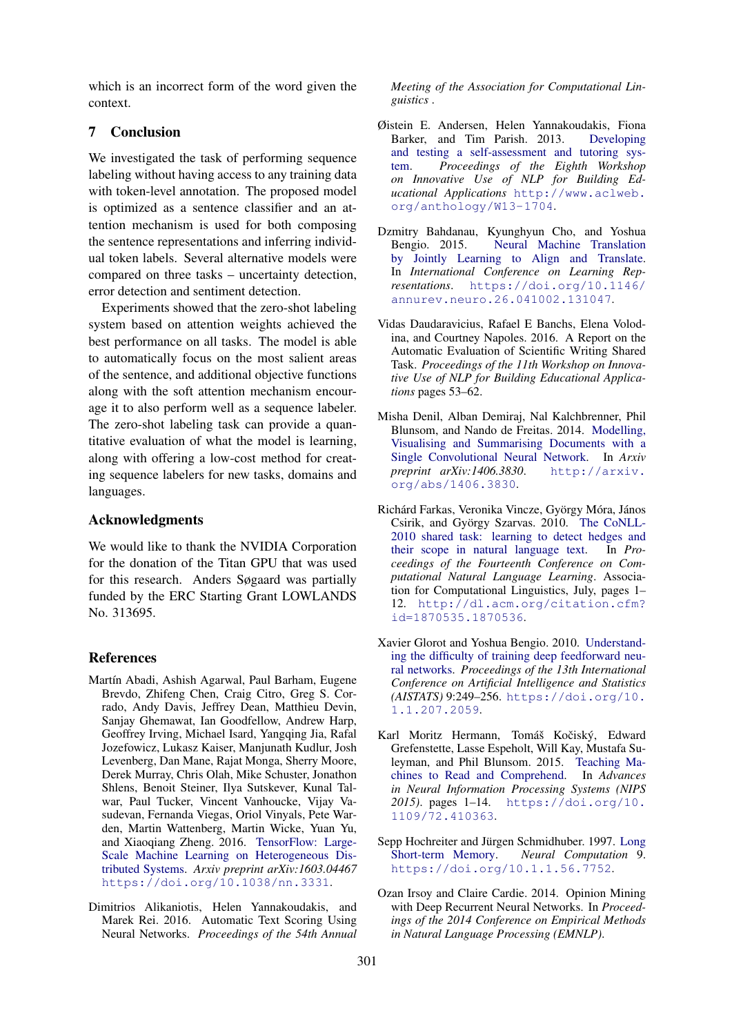which is an incorrect form of the word given the context.

## 7 Conclusion

We investigated the task of performing sequence labeling without having access to any training data with token-level annotation. The proposed model is optimized as a sentence classifier and an attention mechanism is used for both composing the sentence representations and inferring individual token labels. Several alternative models were compared on three tasks – uncertainty detection, error detection and sentiment detection.

Experiments showed that the zero-shot labeling system based on attention weights achieved the best performance on all tasks. The model is able to automatically focus on the most salient areas of the sentence, and additional objective functions along with the soft attention mechanism encourage it to also perform well as a sequence labeler. The zero-shot labeling task can provide a quantitative evaluation of what the model is learning, along with offering a low-cost method for creating sequence labelers for new tasks, domains and languages.

## Acknowledgments

We would like to thank the NVIDIA Corporation for the donation of the Titan GPU that was used for this research. Anders Søgaard was partially funded by the ERC Starting Grant LOWLANDS No. 313695.

## References

Martín Abadi, Ashish Agarwal, Paul Barham, Eugene Brevdo, Zhifeng Chen, Craig Citro, Greg S. Corrado, Andy Davis, Jeffrey Dean, Matthieu Devin, Sanjay Ghemawat, Ian Goodfellow, Andrew Harp, Geoffrey Irving, Michael Isard, Yangqing Jia, Rafal Jozefowicz, Lukasz Kaiser, Manjunath Kudlur, Josh Levenberg, Dan Mane, Rajat Monga, Sherry Moore, Derek Murray, Chris Olah, Mike Schuster, Jonathon Shlens, Benoit Steiner, Ilya Sutskever, Kunal Talwar, Paul Tucker, Vincent Vanhoucke, Vijay Vasudevan, Fernanda Viegas, Oriol Vinyals, Pete Warden, Martin Wattenberg, Martin Wicke, Yuan Yu, and Xiaoqiang Zheng. 2016. TensorFlow: Large-Scale Machine Learning on Heterogeneous Distributed Systems. *Arxiv preprint arXiv:1603.04467* https://doi.org/10.1038/nn.3331.

Dimitrios Alikaniotis, Helen Yannakoudakis, and Marek Rei. 2016. Automatic Text Scoring Using Neural Networks. *Proceedings of the 54th Annual Meeting of the Association for Computational Linguistics* .

Øistein E. Andersen, Helen Yannakoudakis, Fiona Barker, and Tim Parish. 2013. Developing and testing a self-assessment and tutoring system. *Proceedings of the Eighth Workshop on Innovative Use of NLP for Building Educational Applications* http://www.aclweb.org/anthology/W13-1704.

Dzmitry Bahdanau, Kyunghyun Cho, and Yoshua Bengio. 2015. Neural Machine Translation by Jointly Learning to Align and Translate. In *International Conference on Learning Representations*. https://doi.org/10.1146/annurev.neuro.26.041002.131047.

Vidas Daudaravicius, Rafael E Banchs, Elena Volodina, and Courtney Napoles. 2016. A Report on the Automatic Evaluation of Scientific Writing Shared Task. *Proceedings of the 11th Workshop on Innovative Use of NLP for Building Educational Applications* pages 53–62.

Misha Denil, Alban Demiraj, Nal Kalchbrenner, Phil Blunsom, and Nando de Freitas. 2014. Modelling, Visualising and Summarising Documents with a Single Convolutional Neural Network. In *Arxiv preprint arXiv:1406.3830*. http://arxiv.org/abs/1406.3830.

Richárd Farkas, Veronika Vincze, György Móra, János Csirik, and György Szarvas. 2010. The CoNLL-2010 shared task: learning to detect hedges and their scope in natural language text. In *Proceedings of the Fourteenth Conference on Computational Natural Language Learning*. Association for Computational Linguistics, July, pages 1–12. http://dl.acm.org/citation.cfm?id=1870535.1870536.

Xavier Glorot and Yoshua Bengio. 2010. Understanding the difficulty of training deep feedforward neural networks. *Proceedings of the 13th International Conference on Artificial Intelligence and Statistics (AISTATS)* 9:249–256. https://doi.org/10.1.1.207.2059.

Karl Moritz Hermann, Tomáš Kočiský, Edward Grefenstette, Lasse Espeholt, Will Kay, Mustafa Suleyman, and Phil Blunsom. 2015. Teaching Machines to Read and Comprehend. In *Advances in Neural Information Processing Systems (NIPS 2015)*. pages 1–14. https://doi.org/10.1109/72.410363.

Sepp Hochreiter and Jürgen Schmidhuber. 1997. Long Short-term Memory. *Neural Computation* 9. https://doi.org/10.1.1.56.7752.

Ozan Irsoy and Claire Cardie. 2014. Opinion Mining with Deep Recurrent Neural Networks. In *Proceedings of the 2014 Conference on Empirical Methods in Natural Language Processing (EMNLP)*.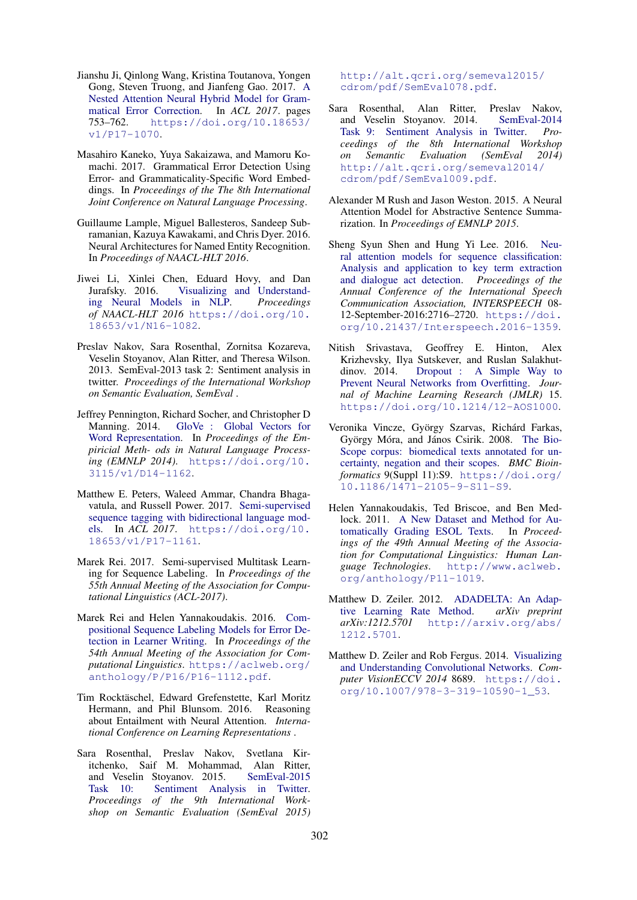Jianshu Ji, Qinlong Wang, Kristina Toutanova, Yongen Gong, Steven Truong, and Jianfeng Gao. 2017. A Nested Attention Neural Hybrid Model for Grammatical Error Correction. In *ACL 2017*. pages 753–762. https://doi.org/10.18653/v1/P17-1070.

Masahiro Kaneko, Yuya Sakaizawa, and Mamoru Komachi. 2017. Grammatical Error Detection Using Error- and Grammaticality-Specific Word Embeddings. In *Proceedings of the The 8th International Joint Conference on Natural Language Processing*.

Guillaume Lample, Miguel Ballesteros, Sandeep Subramanian, Kazuya Kawakami, and Chris Dyer. 2016. Neural Architectures for Named Entity Recognition. In *Proceedings of NAACL-HLT 2016*.

Jiwei Li, Xinlei Chen, Eduard Hovy, and Dan Jurafsky. 2016. Visualizing and Understanding Neural Models in NLP. *Proceedings of NAACL-HLT 2016* https://doi.org/10.18653/v1/N16-1082.

Preslav Nakov, Sara Rosenthal, Zornitsa Kozareva, Veselin Stoyanov, Alan Ritter, and Theresa Wilson. 2013. SemEval-2013 task 2: Sentiment analysis in twitter. *Proceedings of the International Workshop on Semantic Evaluation, SemEval* .

Jeffrey Pennington, Richard Socher, and Christopher D Manning. 2014. GloVe : Global Vectors for Word Representation. In *Proceedings of the Empiricial Meth- ods in Natural Language Processing (EMNLP 2014)*. https://doi.org/10.3115/v1/D14-1162.

Matthew E. Peters, Waleed Ammar, Chandra Bhagavatula, and Russell Power. 2017. Semi-supervised sequence tagging with bidirectional language models. In *ACL 2017*. https://doi.org/10.18653/v1/P17-1161.

Marek Rei. 2017. Semi-supervised Multitask Learning for Sequence Labeling. In *Proceedings of the 55th Annual Meeting of the Association for Computational Linguistics (ACL-2017)*.

Marek Rei and Helen Yannakoudakis. 2016. Compositional Sequence Labeling Models for Error Detection in Learner Writing. In *Proceedings of the 54th Annual Meeting of the Association for Computational Linguistics*. https://aclweb.org/anthology/P/P16/P16-1112.pdf.

Tim Rocktäschel, Edward Grefenstette, Karl Moritz Hermann, and Phil Blunsom. 2016. Reasoning about Entailment with Neural Attention. *International Conference on Learning Representations* .

Sara Rosenthal, Preslav Nakov, Svetlana Kiritchenko, Saif M. Mohammad, Alan Ritter, and Veselin Stoyanov. 2015. SemEval-2015 Task 10: Sentiment Analysis in Twitter. *Proceedings of the 9th International Workshop on Semantic Evaluation (SemEval 2015)* http://alt.qcri.org/semeval2015/cdrom/pdf/SemEval078.pdf.

Sara Rosenthal, Alan Ritter, Preslav Nakov, and Veselin Stoyanov. 2014. SemEval-2014 Task 9: Sentiment Analysis in Twitter. *Proceedings of the 8th International Workshop on Semantic Evaluation (SemEval 2014)* http://alt.qcri.org/semeval2014/cdrom/pdf/SemEval009.pdf.

Alexander M Rush and Jason Weston. 2015. A Neural Attention Model for Abstractive Sentence Summarization. In *Proceedings of EMNLP 2015*.

Sheng Syun Shen and Hung Yi Lee. 2016. Neural attention models for sequence classification: Analysis and application to key term extraction and dialogue act detection. *Proceedings of the Annual Conference of the International Speech Communication Association, INTERSPEECH* 08-12-September-2016:2716–2720. https://doi.org/10.21437/Interspeech.2016-1359.

Nitish Srivastava, Geoffrey E. Hinton, Alex Krizhevsky, Ilya Sutskever, and Ruslan Salakhutdinov. 2014. Dropout : A Simple Way to Prevent Neural Networks from Overfitting. *Journal of Machine Learning Research (JMLR)* 15. https://doi.org/10.1214/12-AOS1000.

Veronika Vincze, György Szarvas, Richárd Farkas, György Móra, and János Csirik. 2008. The BioScope corpus: biomedical texts annotated for uncertainty, negation and their scopes. *BMC Bioinformatics* 9(Suppl 11):S9. https://doi.org/10.1186/1471-2105-9-S11-S9.

Helen Yannakoudakis, Ted Briscoe, and Ben Medlock. 2011. A New Dataset and Method for Automatically Grading ESOL Texts. In *Proceedings of the 49th Annual Meeting of the Association for Computational Linguistics: Human Language Technologies*. http://www.aclweb.org/anthology/P11-1019.

Matthew D. Zeiler. 2012. ADADELTA: An Adaptive Learning Rate Method. *arXiv preprint arXiv:1212.5701* http://arxiv.org/abs/1212.5701.

Matthew D. Zeiler and Rob Fergus. 2014. Visualizing and Understanding Convolutional Networks. *Computer VisionECCV 2014* 8689. https://doi.org/10.1007/978-3-319-10590-1_53.